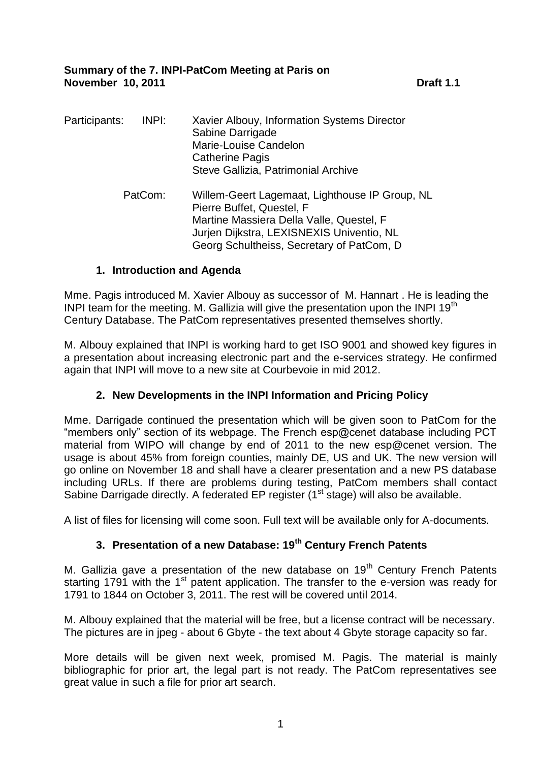**Summary of the 7. INPI-PatCom Meeting at Paris on November 10, 2011** **Draft 1.1**

Participants:

INPI:
- Xavier Albouy, Information Systems Director
- Sabine Darrigade
- Marie-Louise Candelon
- Catherine Pagis
- Steve Gallizia, Patrimonial Archive

PatCom:
- Willem-Geert Lagemaat, Lighthouse IP Group, NL
- Pierre Buffet, Questel, F
- Martine Massiera Della Valle, Questel, F
- Jurjen Dijkstra, LEXISNEXIS Univentio, NL
- Georg Schultheiss, Secretary of PatCom, D

## 1. Introduction and Agenda

Mme. Pagis introduced M. Xavier Albouy as successor of M. Hannart . He is leading the INPI team for the meeting. M. Gallizia will give the presentation upon the INPI 19th Century Database. The PatCom representatives presented themselves shortly.

M. Albouy explained that INPI is working hard to get ISO 9001 and showed key figures in a presentation about increasing electronic part and the e-services strategy. He confirmed again that INPI will move to a new site at Courbevoie in mid 2012.

## 2. New Developments in the INPI Information and Pricing Policy

Mme. Darrigade continued the presentation which will be given soon to PatCom for the "members only" section of its webpage. The French esp@cenet database including PCT material from WIPO will change by end of 2011 to the new esp@cenet version. The usage is about 45% from foreign counties, mainly DE, US and UK. The new version will go online on November 18 and shall have a clearer presentation and a new PS database including URLs. If there are problems during testing, PatCom members shall contact Sabine Darrigade directly. A federated EP register (1st stage) will also be available.

A list of files for licensing will come soon. Full text will be available only for A-documents.

## 3. Presentation of a new Database: 19th Century French Patents

M. Gallizia gave a presentation of the new database on 19th Century French Patents starting 1791 with the 1st patent application. The transfer to the e-version was ready for 1791 to 1844 on October 3, 2011. The rest will be covered until 2014.

M. Albouy explained that the material will be free, but a license contract will be necessary. The pictures are in jpeg - about 6 Gbyte - the text about 4 Gbyte storage capacity so far.

More details will be given next week, promised M. Pagis. The material is mainly bibliographic for prior art, the legal part is not ready. The PatCom representatives see great value in such a file for prior art search.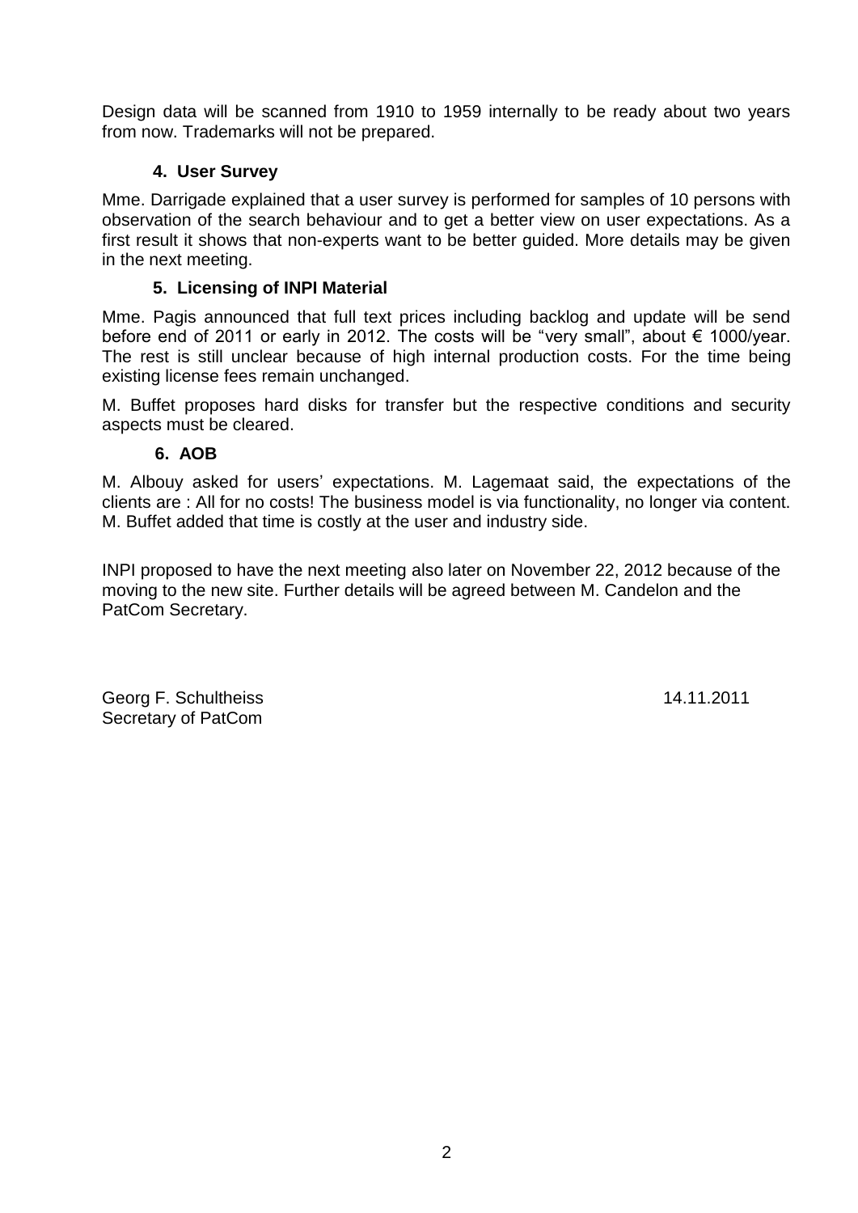Design data will be scanned from 1910 to 1959 internally to be ready about two years from now. Trademarks will not be prepared.

### 4. User Survey

Mme. Darrigade explained that a user survey is performed for samples of 10 persons with observation of the search behaviour and to get a better view on user expectations. As a first result it shows that non-experts want to be better guided. More details may be given in the next meeting.

### 5. Licensing of INPI Material

Mme. Pagis announced that full text prices including backlog and update will be send before end of 2011 or early in 2012. The costs will be "very small", about € 1000/year. The rest is still unclear because of high internal production costs. For the time being existing license fees remain unchanged.

M. Buffet proposes hard disks for transfer but the respective conditions and security aspects must be cleared.

### 6. AOB

M. Albouy asked for users' expectations. M. Lagemaat said, the expectations of the clients are : All for no costs! The business model is via functionality, no longer via content. M. Buffet added that time is costly at the user and industry side.

INPI proposed to have the next meeting also later on November 22, 2012 because of the moving to the new site. Further details will be agreed between M. Candelon and the PatCom Secretary.

Georg F. Schultheiss
Secretary of PatCom

14.11.2011